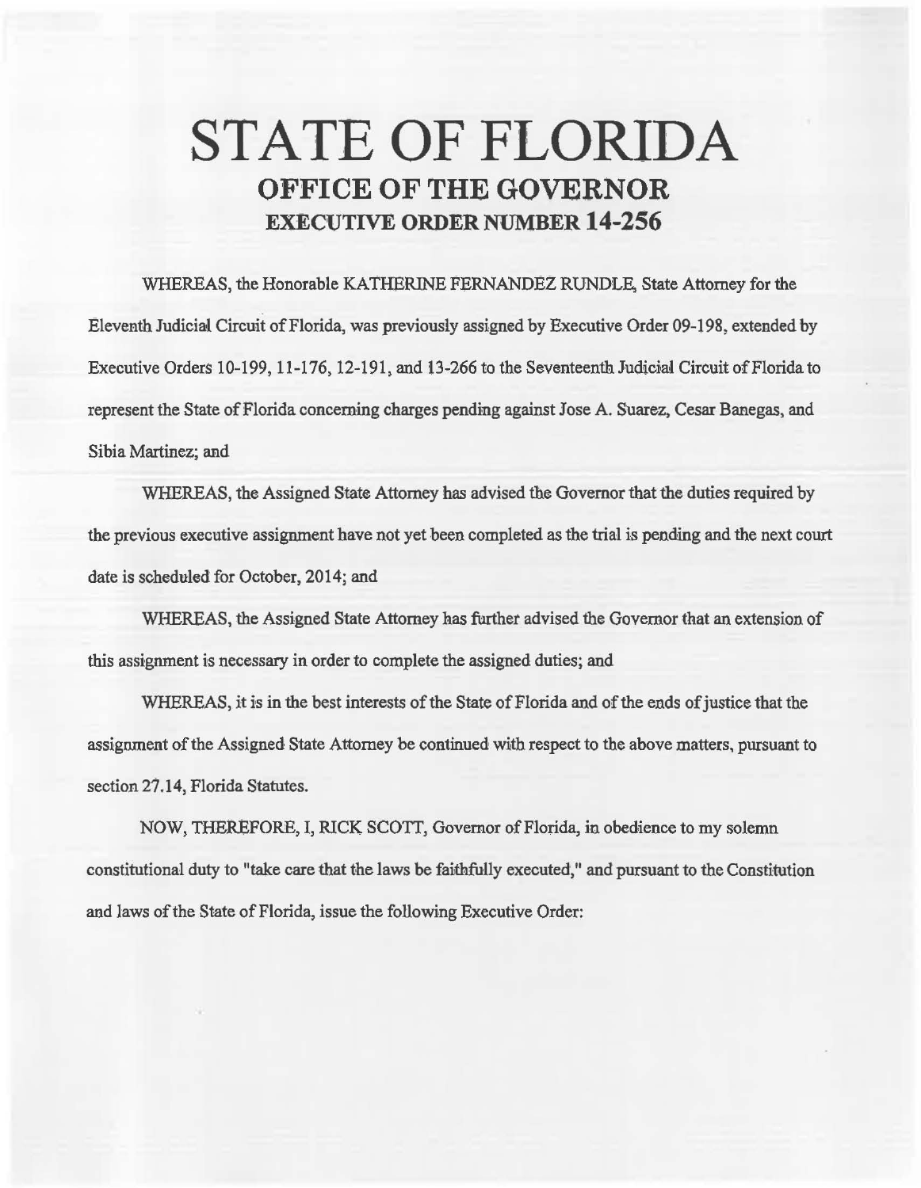# STATE OF FLORIDA

## OFFICE OF THE GOVERNOR

### EXECUTIVE ORDER NUMBER 14-256

WHEREAS, the Honorable KATHERINE FERNANDEZ RUNDLE, State Attorney for the Eleventh Judicial Circuit of Florida, was previously assigned by Executive Order 09-198, extended by Executive Orders 10-199, 11-176, 12-191, and 13-266 to the Seventeenth Judicial Circuit of Florida to represent the State of Florida concerning charges pending against Jose A. Suarez, Cesar Banegas, and Sibia Martinez; and

WHEREAS, the Assigned State Attorney has advised the Governor that the duties required by the previous executive assignment have not yet been completed as the trial is pending and the next court date is scheduled for October, 2014; and

WHEREAS, the Assigned State Attorney has further advised the Governor that an extension of this assignment is necessary in order to complete the assigned duties; and

WHEREAS, it is in the best interests of the State of Florida and of the ends of justice that the assignment of the Assigned State Attorney be continued with respect to the above matters, pursuant to section 27.14, Florida Statutes.

NOW, THEREFORE, I, RICK SCOTT, Governor of Florida, in obedience to my solemn constitutional duty to "take care that the laws be faithfully executed," and pursuant to the Constitution and laws of the State of Florida, issue the following Executive Order: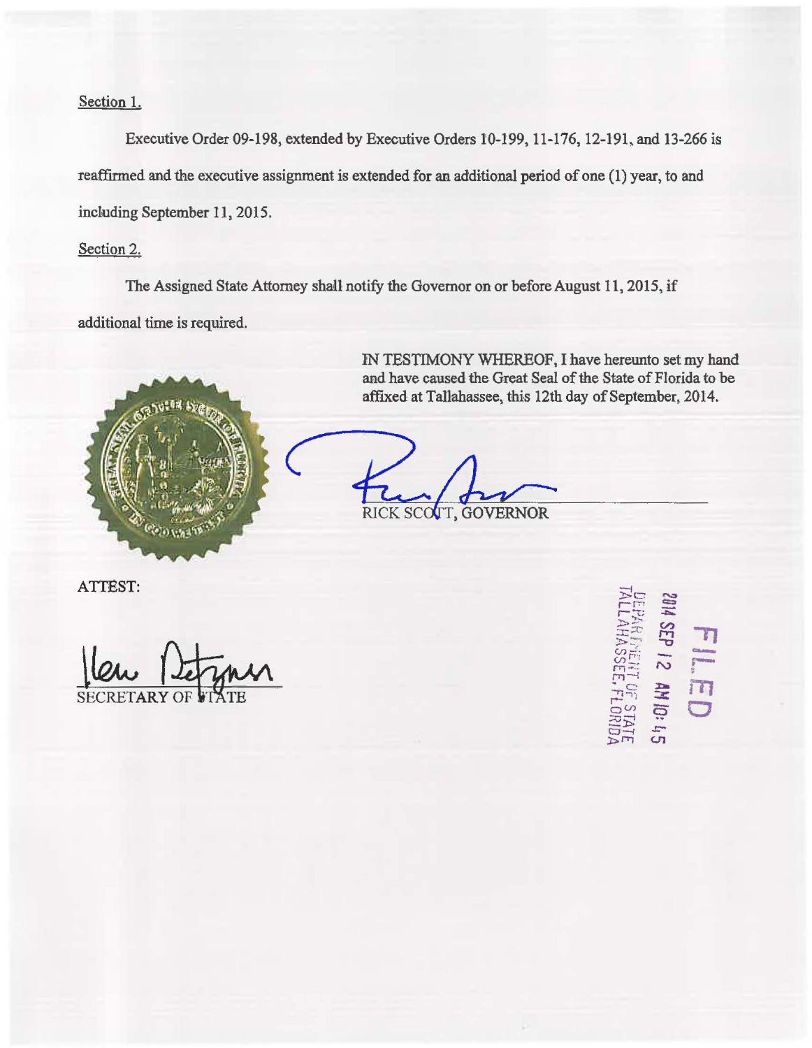Section 1.

Executive Order 09-198, extended by Executive Orders 10-199, 11-176, 12-191, and 13-266 is reaffirmed and the executive assignment is extended for an additional period of one (1) year, to and including September 11, 2015.

Section 2.

The Assigned State Attorney shall notify the Governor on or before August 11, 2015, if additional time is required.

IN TESTIMONY WHEREOF, I have hereunto set my hand and have caused the Great Seal of the State of Florida to be affixed at Tallahassee, this 12th day of September, 2014.

RICK SCOTT, GOVERNOR

ATTEST:

SECRETARY OF STATE

FILED

2014 SEP 12 AM 10:45

DEPARTMENT OF STATE
TALLAHASSEE, FLORIDA